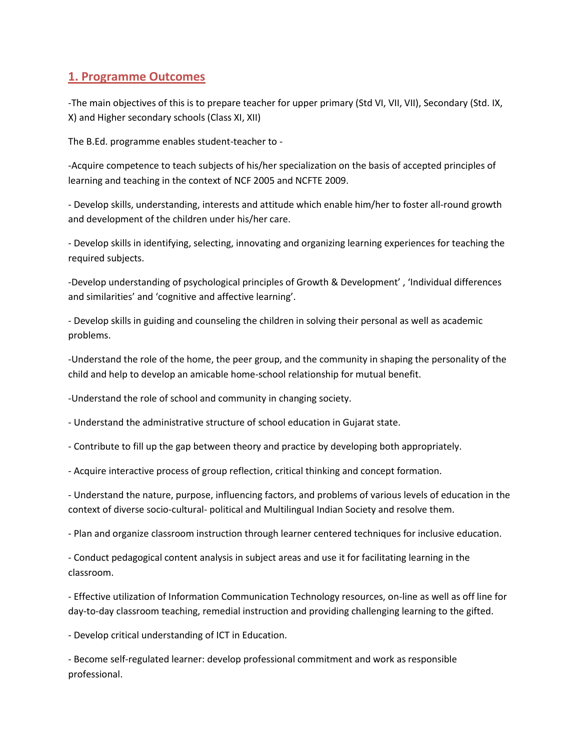## 1. Programme Outcomes

-The main objectives of this is to prepare teacher for upper primary (Std VI, VII, VII), Secondary (Std. IX, X) and Higher secondary schools (Class XI, XII)

The B.Ed. programme enables student-teacher to -

-Acquire competence to teach subjects of his/her specialization on the basis of accepted principles of learning and teaching in the context of NCF 2005 and NCFTE 2009.

- Develop skills, understanding, interests and attitude which enable him/her to foster all-round growth and development of the children under his/her care.

- Develop skills in identifying, selecting, innovating and organizing learning experiences for teaching the required subjects.

-Develop understanding of psychological principles of Growth & Development' , 'Individual differences and similarities' and 'cognitive and affective learning'.

- Develop skills in guiding and counseling the children in solving their personal as well as academic problems.

-Understand the role of the home, the peer group, and the community in shaping the personality of the child and help to develop an amicable home-school relationship for mutual benefit.

-Understand the role of school and community in changing society.

- Understand the administrative structure of school education in Gujarat state.

- Contribute to fill up the gap between theory and practice by developing both appropriately.

- Acquire interactive process of group reflection, critical thinking and concept formation.

- Understand the nature, purpose, influencing factors, and problems of various levels of education in the context of diverse socio-cultural- political and Multilingual Indian Society and resolve them.

- Plan and organize classroom instruction through learner centered techniques for inclusive education.

- Conduct pedagogical content analysis in subject areas and use it for facilitating learning in the classroom.

- Effective utilization of Information Communication Technology resources, on-line as well as off line for day-to-day classroom teaching, remedial instruction and providing challenging learning to the gifted.

- Develop critical understanding of ICT in Education.

- Become self-regulated learner: develop professional commitment and work as responsible professional.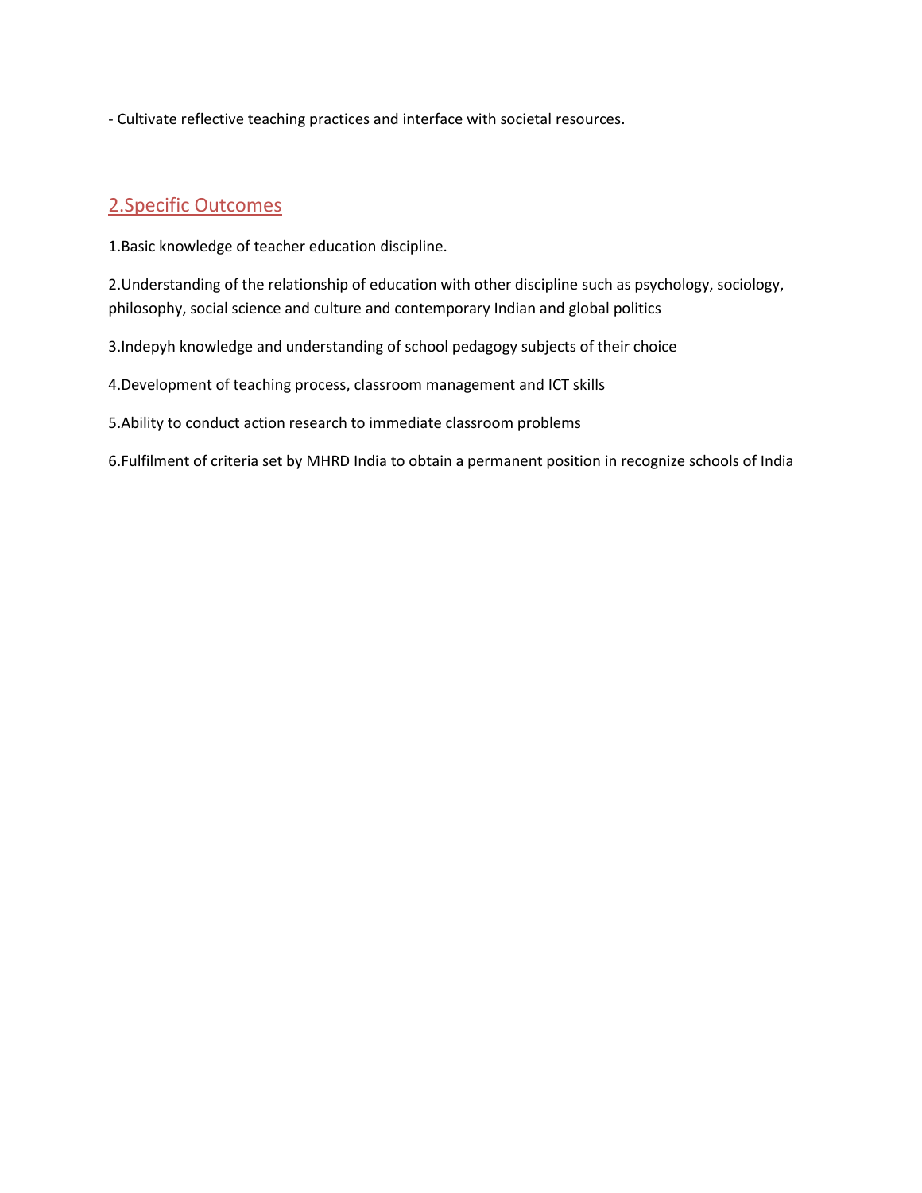- Cultivate reflective teaching practices and interface with societal resources.

## 2.Specific Outcomes

1.Basic knowledge of teacher education discipline.

2.Understanding of the relationship of education with other discipline such as psychology, sociology, philosophy, social science and culture and contemporary Indian and global politics

3.Indepyh knowledge and understanding of school pedagogy subjects of their choice

4.Development of teaching process, classroom management and ICT skills

5.Ability to conduct action research to immediate classroom problems

6.Fulfilment of criteria set by MHRD India to obtain a permanent position in recognize schools of India